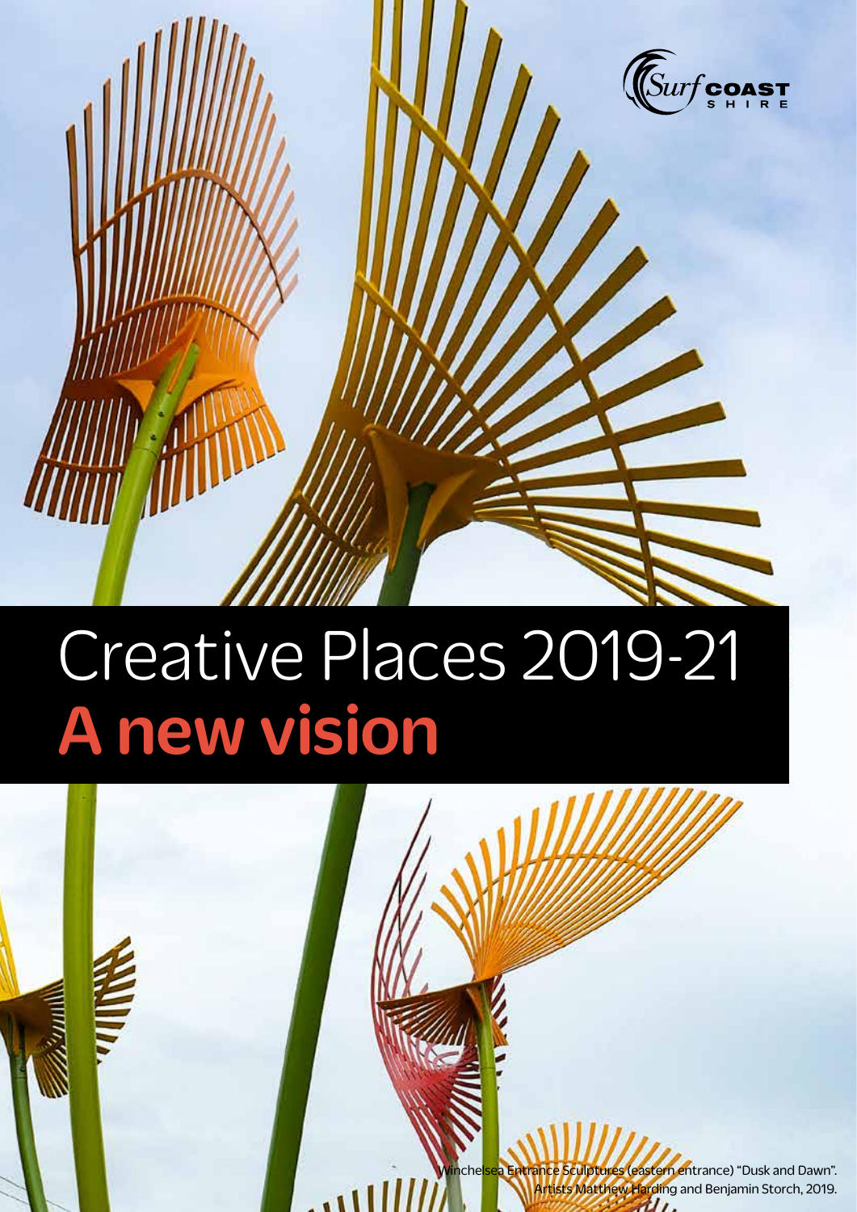Surf Coast Shire

# Creative Places 2019-21
# **A new vision**

Winchelsea Entrance Sculptures (eastern entrance) "Dusk and Dawn". Artists Matthew Harding and Benjamin Storch, 2019.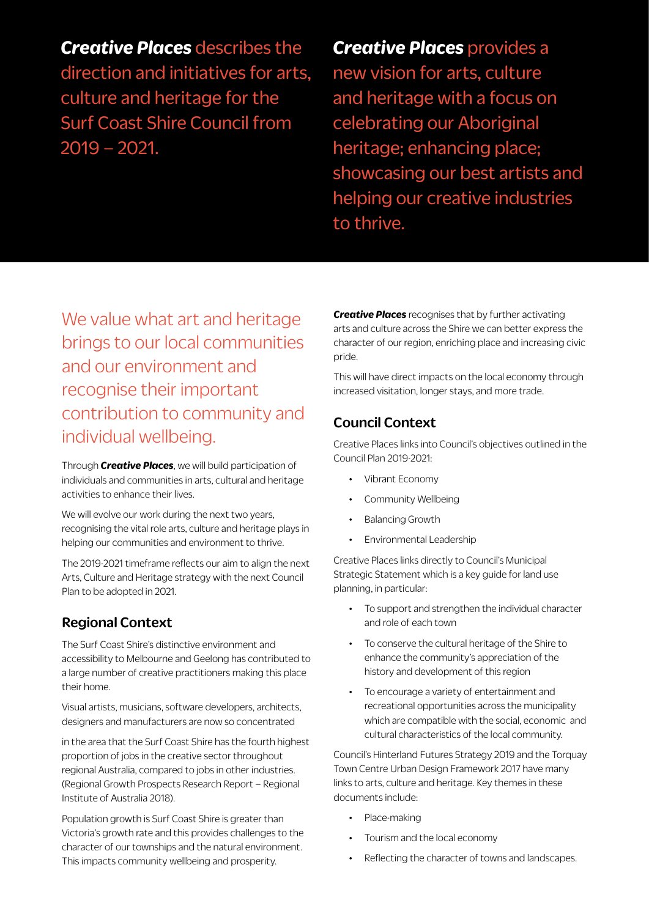***Creative Places*** describes the direction and initiatives for arts, culture and heritage for the Surf Coast Shire Council from 2019 – 2021.

***Creative Places*** provides a new vision for arts, culture and heritage with a focus on celebrating our Aboriginal heritage; enhancing place; showcasing our best artists and helping our creative industries to thrive.

We value what art and heritage brings to our local communities and our environment and recognise their important contribution to community and individual wellbeing.

Through ***Creative Places***, we will build participation of individuals and communities in arts, cultural and heritage activities to enhance their lives.

We will evolve our work during the next two years, recognising the vital role arts, culture and heritage plays in helping our communities and environment to thrive.

The 2019-2021 timeframe reflects our aim to align the next Arts, Culture and Heritage strategy with the next Council Plan to be adopted in 2021.

## Regional Context

The Surf Coast Shire's distinctive environment and accessibility to Melbourne and Geelong has contributed to a large number of creative practitioners making this place their home.

Visual artists, musicians, software developers, architects, designers and manufacturers are now so concentrated in the area that the Surf Coast Shire has the fourth highest proportion of jobs in the creative sector throughout regional Australia, compared to jobs in other industries. (Regional Growth Prospects Research Report – Regional Institute of Australia 2018).

Population growth is Surf Coast Shire is greater than Victoria's growth rate and this provides challenges to the character of our townships and the natural environment. This impacts community wellbeing and prosperity.

***Creative Places*** recognises that by further activating arts and culture across the Shire we can better express the character of our region, enriching place and increasing civic pride.

This will have direct impacts on the local economy through increased visitation, longer stays, and more trade.

## Council Context

Creative Places links into Council's objectives outlined in the Council Plan 2019-2021:

- Vibrant Economy
- Community Wellbeing
- Balancing Growth
- Environmental Leadership

Creative Places links directly to Council's Municipal Strategic Statement which is a key guide for land use planning, in particular:

- To support and strengthen the individual character and role of each town
- To conserve the cultural heritage of the Shire to enhance the community's appreciation of the history and development of this region
- To encourage a variety of entertainment and recreational opportunities across the municipality which are compatible with the social, economic and cultural characteristics of the local community.

Council's Hinterland Futures Strategy 2019 and the Torquay Town Centre Urban Design Framework 2017 have many links to arts, culture and heritage. Key themes in these documents include:

- Place-making
- Tourism and the local economy
- Reflecting the character of towns and landscapes.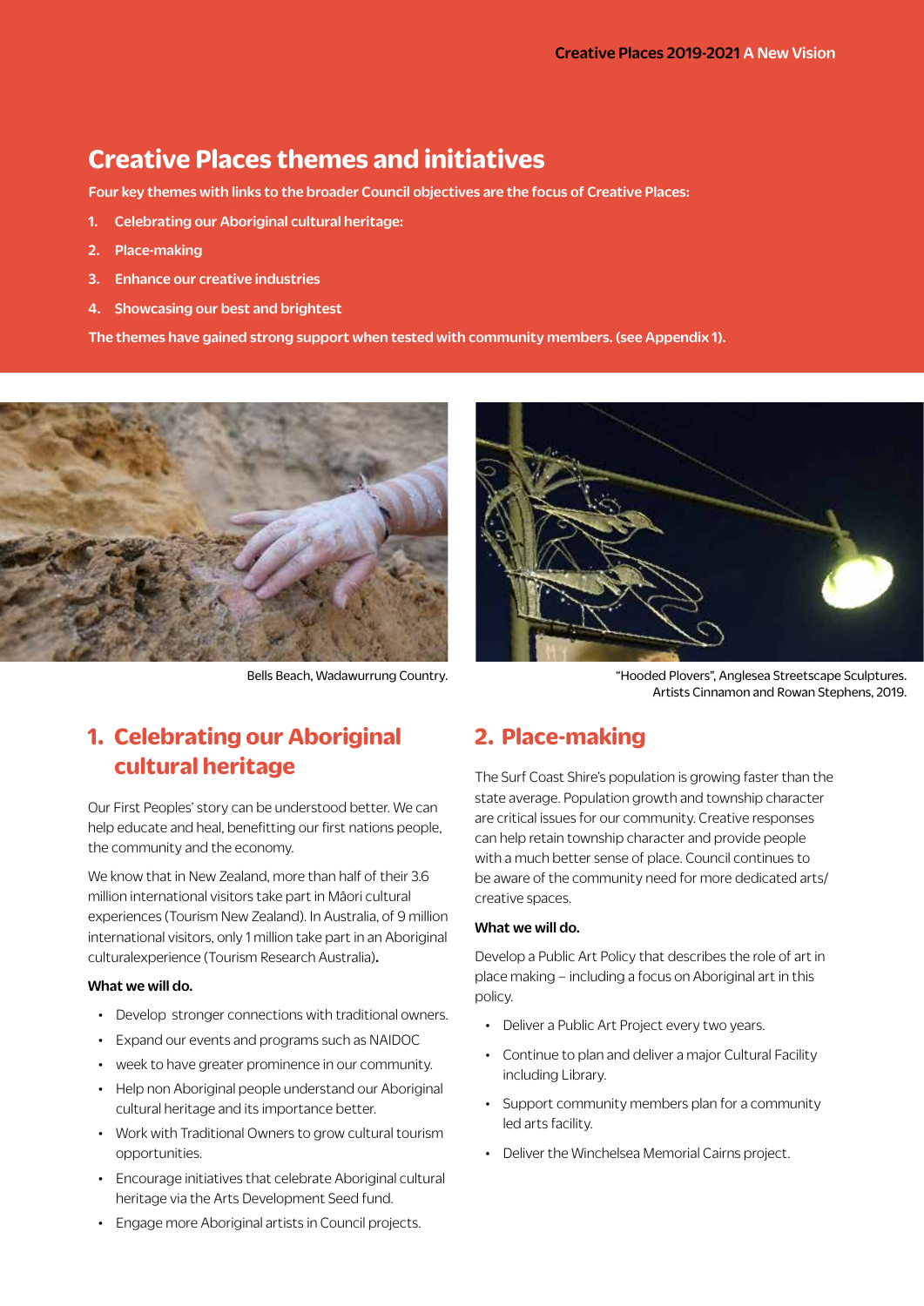# Creative Places themes and initiatives

**Four key themes with links to the broader Council objectives are the focus of Creative Places:**

1. **Celebrating our Aboriginal cultural heritage:**
2. **Place-making**
3. **Enhance our creative industries**
4. **Showcasing our best and brightest**

**The themes have gained strong support when tested with community members. (see Appendix 1).**

Bells Beach, Wadawurrung Country.

"Hooded Plovers", Anglesea Streetscape Sculptures. Artists Cinnamon and Rowan Stephens, 2019.

## 1. Celebrating our Aboriginal cultural heritage

Our First Peoples' story can be understood better. We can help educate and heal, benefitting our first nations people, the community and the economy.

We know that in New Zealand, more than half of their 3.6 million international visitors take part in Māori cultural experiences (Tourism New Zealand). In Australia, of 9 million international visitors, only 1 million take part in an Aboriginal culturalexperience (Tourism Research Australia)**.**

**What we will do.**

- Develop stronger connections with traditional owners.
- Expand our events and programs such as NAIDOC
- week to have greater prominence in our community.
- Help non Aboriginal people understand our Aboriginal cultural heritage and its importance better.
- Work with Traditional Owners to grow cultural tourism opportunities.
- Encourage initiatives that celebrate Aboriginal cultural heritage via the Arts Development Seed fund.
- Engage more Aboriginal artists in Council projects.

## 2. Place-making

The Surf Coast Shire's population is growing faster than the state average. Population growth and township character are critical issues for our community. Creative responses can help retain township character and provide people with a much better sense of place. Council continues to be aware of the community need for more dedicated arts/creative spaces.

**What we will do.**

Develop a Public Art Policy that describes the role of art in place making – including a focus on Aboriginal art in this policy.

- Deliver a Public Art Project every two years.
- Continue to plan and deliver a major Cultural Facility including Library.
- Support community members plan for a community led arts facility.
- Deliver the Winchelsea Memorial Cairns project.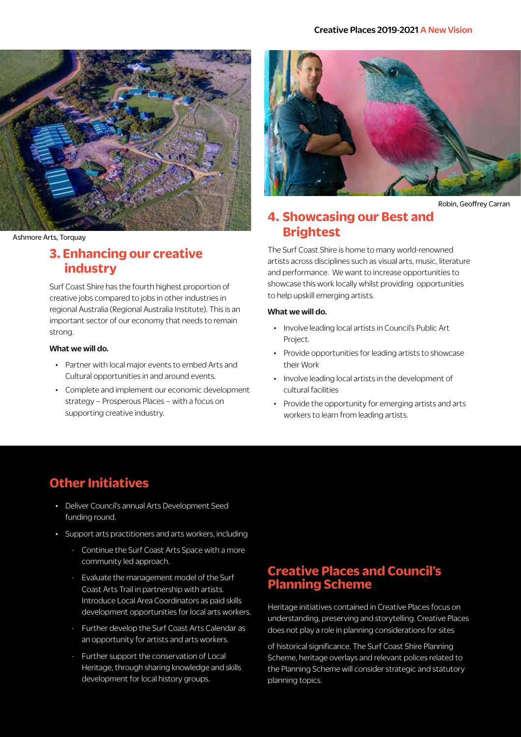Ashmore Arts, Torquay

## 3. Enhancing our creative industry

Surf Coast Shire has the fourth highest proportion of creative jobs compared to jobs in other industries in regional Australia (Regional Australia Institute). This is an important sector of our economy that needs to remain strong.

**What we will do.**

- Partner with local major events to embed Arts and Cultural opportunities in and around events.
- Complete and implement our economic development strategy – Prosperous Places – with a focus on supporting creative industry.

Robin, Geoffrey Carran

## 4. Showcasing our Best and Brightest

The Surf Coast Shire is home to many world-renowned artists across disciplines such as visual arts, music, literature and performance. We want to increase opportunities to showcase this work locally whilst providing opportunities to help upskill emerging artists.

**What we will do.**

- Involve leading local artists in Council's Public Art Project.
- Provide opportunities for leading artists to showcase their Work
- Involve leading local artists in the development of cultural facilities
- Provide the opportunity for emerging artists and arts workers to learn from leading artists.

## Other Initiatives

- Deliver Council's annual Arts Development Seed funding round.
- Support arts practitioners and arts workers, including
    - Continue the Surf Coast Arts Space with a more community led approach.
    - Evaluate the management model of the Surf Coast Arts Trail in partnership with artists. Introduce Local Area Coordinators as paid skills development opportunities for local arts workers.
    - Further develop the Surf Coast Arts Calendar as an opportunity for artists and arts workers.
    - Further support the conservation of Local Heritage, through sharing knowledge and skills development for local history groups.

## Creative Places and Council's Planning Scheme

Heritage initiatives contained in Creative Places focus on understanding, preserving and storytelling. Creative Places does not play a role in planning considerations for sites of historical significance. The Surf Coast Shire Planning Scheme, heritage overlays and relevant polices related to the Planning Scheme will consider strategic and statutory planning topics.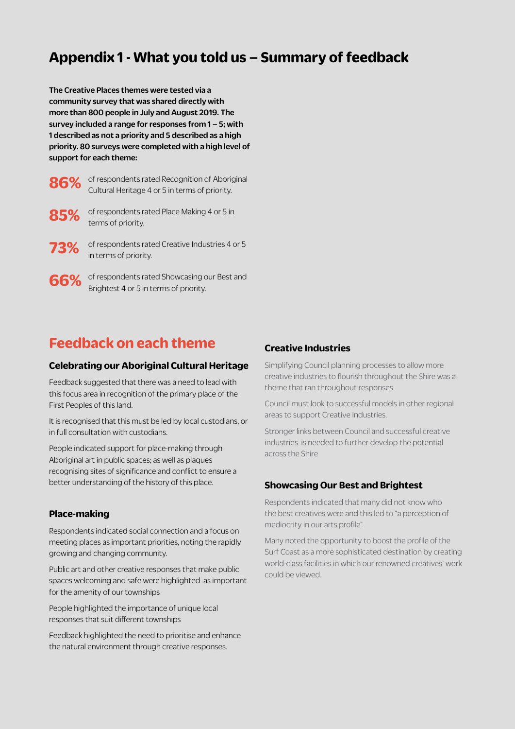# Appendix 1 - What you told us – Summary of feedback

**The Creative Places themes were tested via a community survey that was shared directly with more than 800 people in July and August 2019. The survey included a range for responses from 1 – 5; with 1 described as not a priority and 5 described as a high priority. 80 surveys were completed with a high level of support for each theme:**

**86%** of respondents rated Recognition of Aboriginal Cultural Heritage 4 or 5 in terms of priority.

**85%** of respondents rated Place Making 4 or 5 in terms of priority.

**73%** of respondents rated Creative Industries 4 or 5 in terms of priority.

**66%** of respondents rated Showcasing our Best and Brightest 4 or 5 in terms of priority.

## Feedback on each theme

### Celebrating our Aboriginal Cultural Heritage

Feedback suggested that there was a need to lead with this focus area in recognition of the primary place of the First Peoples of this land.

It is recognised that this must be led by local custodians, or in full consultation with custodians.

People indicated support for place-making through Aboriginal art in public spaces; as well as plaques recognising sites of significance and conflict to ensure a better understanding of the history of this place.

### Place-making

Respondents indicated social connection and a focus on meeting places as important priorities, noting the rapidly growing and changing community.

Public art and other creative responses that make public spaces welcoming and safe were highlighted as important for the amenity of our townships

People highlighted the importance of unique local responses that suit different townships

Feedback highlighted the need to prioritise and enhance the natural environment through creative responses.

### Creative Industries

Simplifying Council planning processes to allow more creative industries to flourish throughout the Shire was a theme that ran throughout responses

Council must look to successful models in other regional areas to support Creative Industries.

Stronger links between Council and successful creative industries is needed to further develop the potential across the Shire

### Showcasing Our Best and Brightest

Respondents indicated that many did not know who the best creatives were and this led to "a perception of mediocrity in our arts profile".

Many noted the opportunity to boost the profile of the Surf Coast as a more sophisticated destination by creating world-class facilities in which our renowned creatives' work could be viewed.